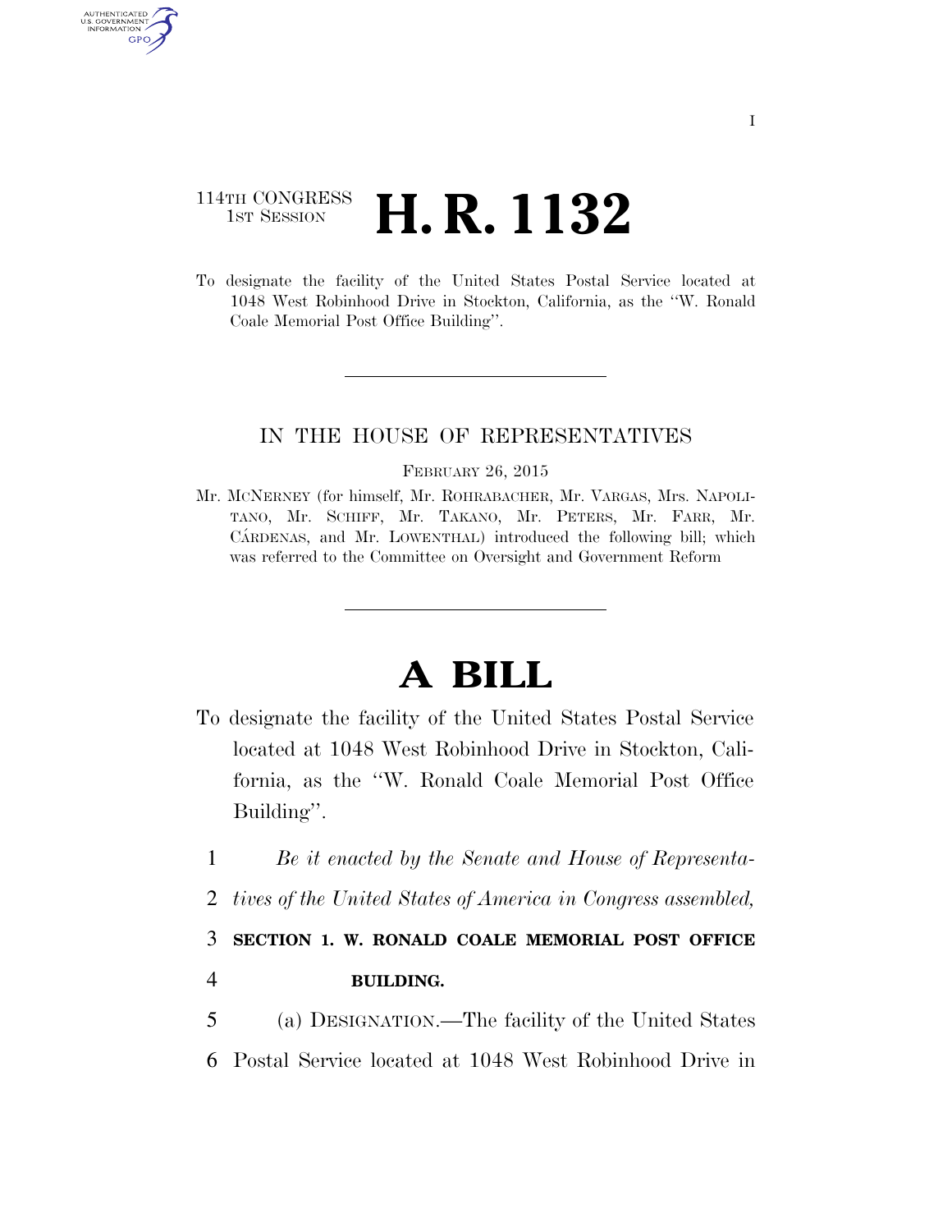114TH CONGRESS
1ST SESSION

# H. R. 1132

To designate the facility of the United States Postal Service located at 1048 West Robinhood Drive in Stockton, California, as the ''W. Ronald Coale Memorial Post Office Building''.

IN THE HOUSE OF REPRESENTATIVES

FEBRUARY 26, 2015

Mr. MCNERNEY (for himself, Mr. ROHRABACHER, Mr. VARGAS, Mrs. NAPOLITANO, Mr. SCHIFF, Mr. TAKANO, Mr. PETERS, Mr. FARR, Mr. CÁRDENAS, and Mr. LOWENTHAL) introduced the following bill; which was referred to the Committee on Oversight and Government Reform

# A BILL

To designate the facility of the United States Postal Service located at 1048 West Robinhood Drive in Stockton, California, as the ''W. Ronald Coale Memorial Post Office Building''.

1 *Be it enacted by the Senate and House of Representa-*
2 *tives of the United States of America in Congress assembled,*

3 **SECTION 1. W. RONALD COALE MEMORIAL POST OFFICE**
4 **BUILDING.**

5 (a) DESIGNATION.—The facility of the United States
6 Postal Service located at 1048 West Robinhood Drive in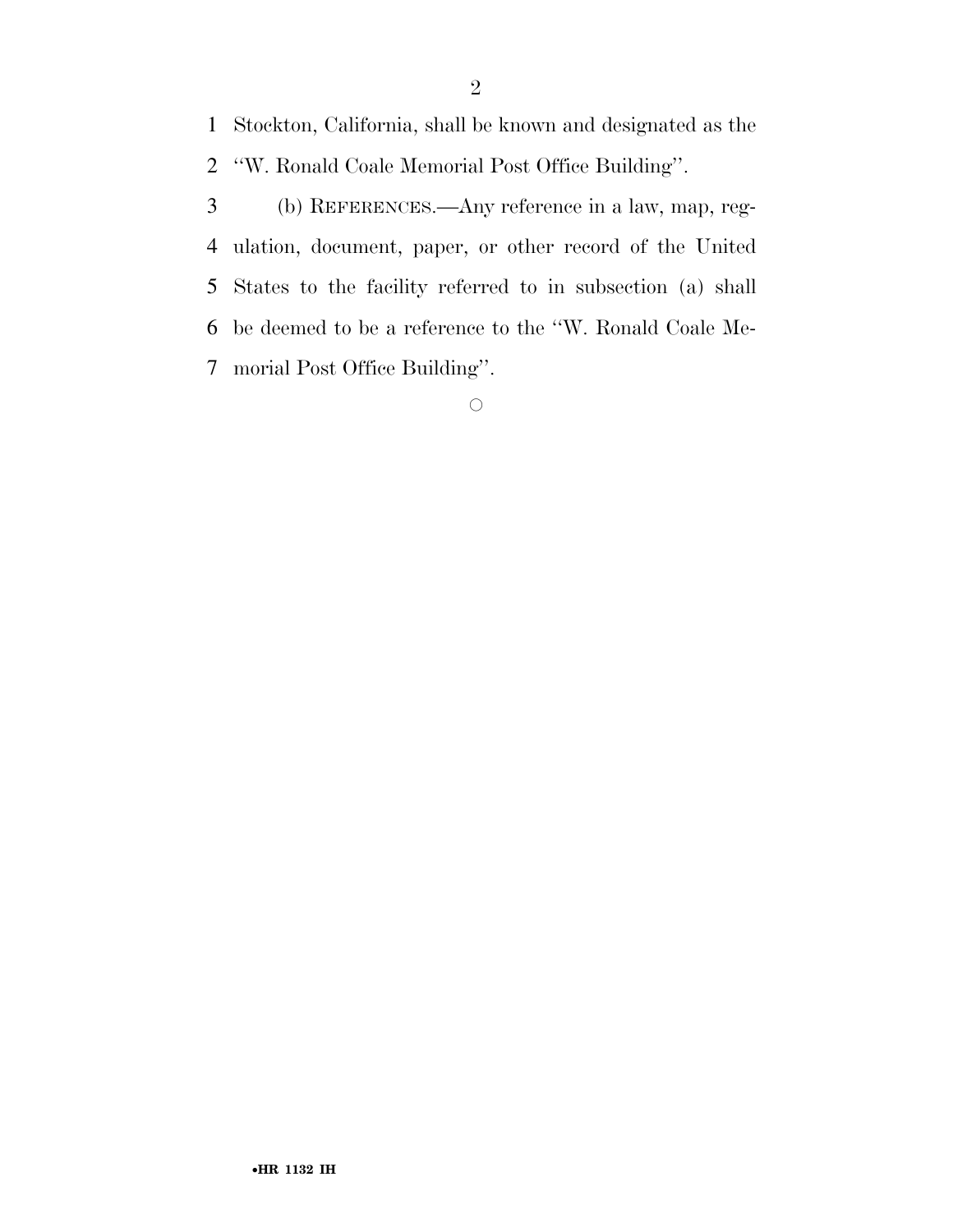Stockton, California, shall be known and designated as the "W. Ronald Coale Memorial Post Office Building".

(b) REFERENCES.—Any reference in a law, map, regulation, document, paper, or other record of the United States to the facility referred to in subsection (a) shall be deemed to be a reference to the "W. Ronald Coale Memorial Post Office Building".

○